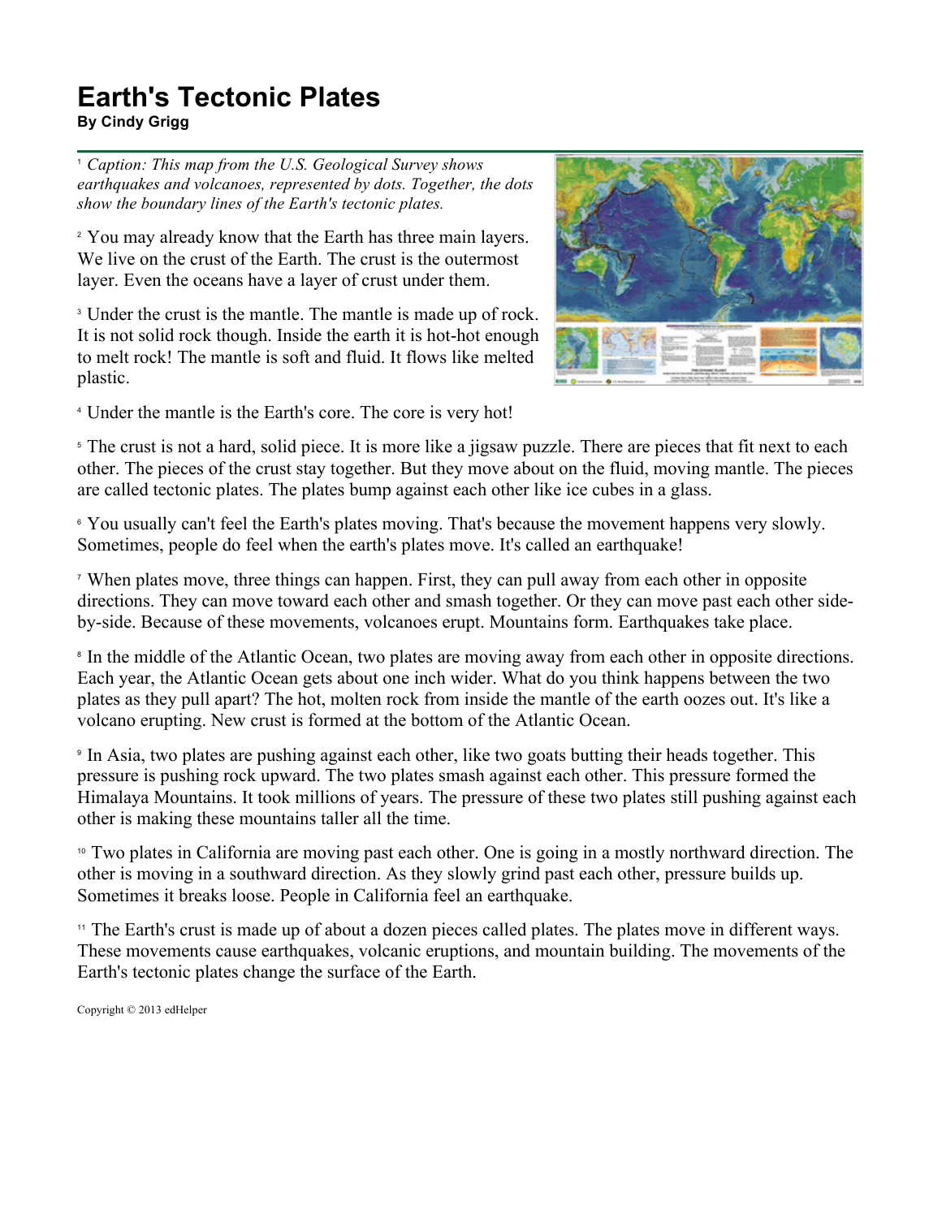# Earth's Tectonic Plates

**By Cindy Grigg**

[1] *Caption: This map from the U.S. Geological Survey shows earthquakes and volcanoes, represented by dots. Together, the dots show the boundary lines of the Earth's tectonic plates.*

[2] You may already know that the Earth has three main layers. We live on the crust of the Earth. The crust is the outermost layer. Even the oceans have a layer of crust under them.

[3] Under the crust is the mantle. The mantle is made up of rock. It is not solid rock though. Inside the earth it is hot-hot enough to melt rock! The mantle is soft and fluid. It flows like melted plastic.

[4] Under the mantle is the Earth's core. The core is very hot!

[5] The crust is not a hard, solid piece. It is more like a jigsaw puzzle. There are pieces that fit next to each other. The pieces of the crust stay together. But they move about on the fluid, moving mantle. The pieces are called tectonic plates. The plates bump against each other like ice cubes in a glass.

[6] You usually can't feel the Earth's plates moving. That's because the movement happens very slowly. Sometimes, people do feel when the earth's plates move. It's called an earthquake!

[7] When plates move, three things can happen. First, they can pull away from each other in opposite directions. They can move toward each other and smash together. Or they can move past each other side-by-side. Because of these movements, volcanoes erupt. Mountains form. Earthquakes take place.

[8] In the middle of the Atlantic Ocean, two plates are moving away from each other in opposite directions. Each year, the Atlantic Ocean gets about one inch wider. What do you think happens between the two plates as they pull apart? The hot, molten rock from inside the mantle of the earth oozes out. It's like a volcano erupting. New crust is formed at the bottom of the Atlantic Ocean.

[9] In Asia, two plates are pushing against each other, like two goats butting their heads together. This pressure is pushing rock upward. The two plates smash against each other. This pressure formed the Himalaya Mountains. It took millions of years. The pressure of these two plates still pushing against each other is making these mountains taller all the time.

[10] Two plates in California are moving past each other. One is going in a mostly northward direction. The other is moving in a southward direction. As they slowly grind past each other, pressure builds up. Sometimes it breaks loose. People in California feel an earthquake.

[11] The Earth's crust is made up of about a dozen pieces called plates. The plates move in different ways. These movements cause earthquakes, volcanic eruptions, and mountain building. The movements of the Earth's tectonic plates change the surface of the Earth.

Copyright © 2013 edHelper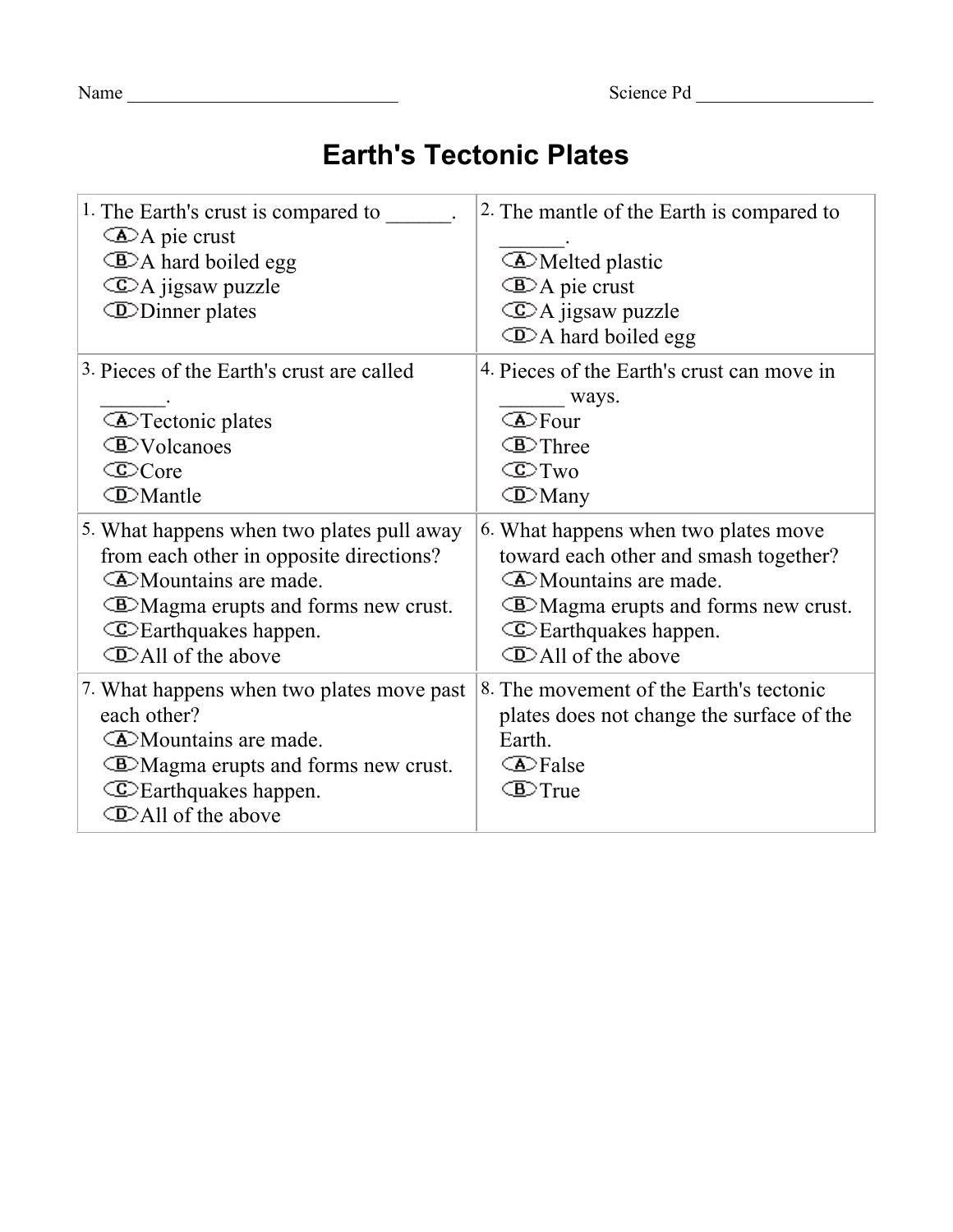Name ______________________________ Science Pd ___________________

# Earth's Tectonic Plates

1. The Earth's crust is compared to ______.
   - (A) A pie crust
   - (B) A hard boiled egg
   - (C) A jigsaw puzzle
   - (D) Dinner plates

2. The mantle of the Earth is compared to ______.
   - (A) Melted plastic
   - (B) A pie crust
   - (C) A jigsaw puzzle
   - (D) A hard boiled egg

3. Pieces of the Earth's crust are called ______.
   - (A) Tectonic plates
   - (B) Volcanoes
   - (C) Core
   - (D) Mantle

4. Pieces of the Earth's crust can move in ______ ways.
   - (A) Four
   - (B) Three
   - (C) Two
   - (D) Many

5. What happens when two plates pull away from each other in opposite directions?
   - (A) Mountains are made.
   - (B) Magma erupts and forms new crust.
   - (C) Earthquakes happen.
   - (D) All of the above

6. What happens when two plates move toward each other and smash together?
   - (A) Mountains are made.
   - (B) Magma erupts and forms new crust.
   - (C) Earthquakes happen.
   - (D) All of the above

7. What happens when two plates move past each other?
   - (A) Mountains are made.
   - (B) Magma erupts and forms new crust.
   - (C) Earthquakes happen.
   - (D) All of the above

8. The movement of the Earth's tectonic plates does not change the surface of the Earth.
   - (A) False
   - (B) True